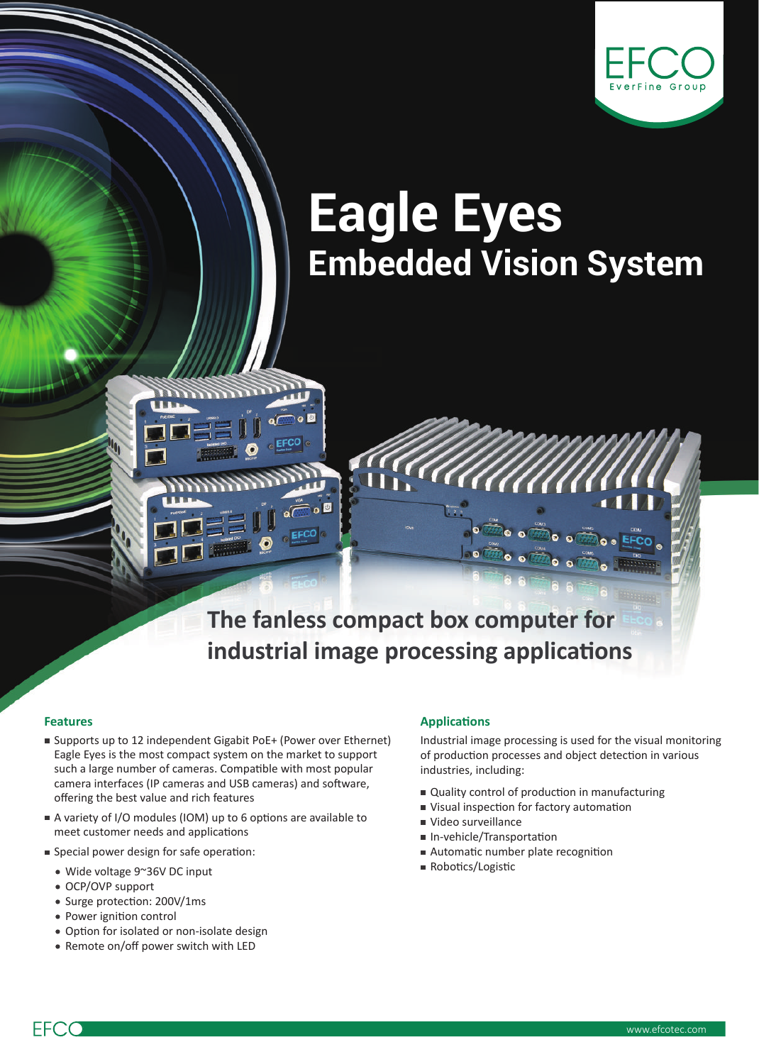# Eagle Eyes

## Embedded Vision System

**The fanless compact box computer for industrial image processing applications**

### Features

- Supports up to 12 independent Gigabit PoE+ (Power over Ethernet) Eagle Eyes is the most compact system on the market to support such a large number of cameras. Compatible with most popular camera interfaces (IP cameras and USB cameras) and software, offering the best value and rich features
- A variety of I/O modules (IOM) up to 6 options are available to meet customer needs and applications
- Special power design for safe operation:
  - Wide voltage 9~36V DC input
  - OCP/OVP support
  - Surge protection: 200V/1ms
  - Power ignition control
  - Option for isolated or non-isolate design
  - Remote on/off power switch with LED

### Applications

Industrial image processing is used for the visual monitoring of production processes and object detection in various industries, including:

- Quality control of production in manufacturing
- Visual inspection for factory automation
- Video surveillance
- In-vehicle/Transportation
- Automatic number plate recognition
- Robotics/Logistic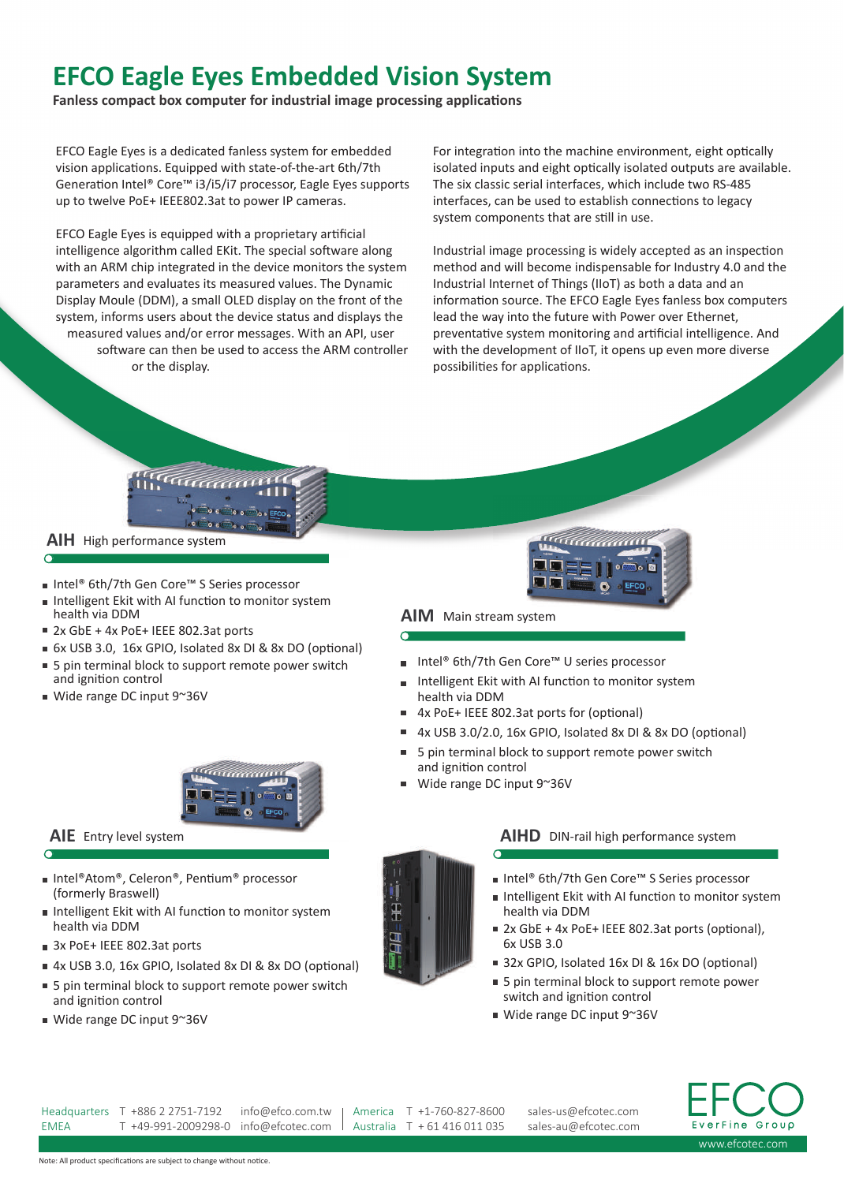# EFCO Eagle Eyes Embedded Vision System

**Fanless compact box computer for industrial image processing applications**

EFCO Eagle Eyes is a dedicated fanless system for embedded vision applications. Equipped with state-of-the-art 6th/7th Generation Intel® Core™ i3/i5/i7 processor, Eagle Eyes supports up to twelve PoE+ IEEE802.3at to power IP cameras.

EFCO Eagle Eyes is equipped with a proprietary artificial intelligence algorithm called EKit. The special software along with an ARM chip integrated in the device monitors the system parameters and evaluates its measured values. The Dynamic Display Moule (DDM), a small OLED display on the front of the system, informs users about the device status and displays the measured values and/or error messages. With an API, user software can then be used to access the ARM controller or the display.

For integration into the machine environment, eight optically isolated inputs and eight optically isolated outputs are available. The six classic serial interfaces, which include two RS-485 interfaces, can be used to establish connections to legacy system components that are still in use.

Industrial image processing is widely accepted as an inspection method and will become indispensable for Industry 4.0 and the Industrial Internet of Things (IIoT) as both a data and an information source. The EFCO Eagle Eyes fanless box computers lead the way into the future with Power over Ethernet, preventative system monitoring and artificial intelligence. And with the development of IIoT, it opens up even more diverse possibilities for applications.

## AIH High performance system

- Intel® 6th/7th Gen Core™ S Series processor
- Intelligent Ekit with AI function to monitor system health via DDM
- 2x GbE + 4x PoE+ IEEE 802.3at ports
- 6x USB 3.0, 16x GPIO, Isolated 8x DI & 8x DO (optional)
- 5 pin terminal block to support remote power switch and ignition control
- Wide range DC input 9~36V

## AIM Main stream system

- Intel® 6th/7th Gen Core™ U series processor
- Intelligent Ekit with AI function to monitor system health via DDM
- 4x PoE+ IEEE 802.3at ports for (optional)
- 4x USB 3.0/2.0, 16x GPIO, Isolated 8x DI & 8x DO (optional)
- 5 pin terminal block to support remote power switch and ignition control
- Wide range DC input 9~36V

## AIE Entry level system

- Intel®Atom®, Celeron®, Pentium® processor (formerly Braswell)
- Intelligent Ekit with AI function to monitor system health via DDM
- 3x PoE+ IEEE 802.3at ports
- 4x USB 3.0, 16x GPIO, Isolated 8x DI & 8x DO (optional)
- 5 pin terminal block to support remote power switch and ignition control
- Wide range DC input 9~36V

## AIHD DIN-rail high performance system

- Intel® 6th/7th Gen Core™ S Series processor
- Intelligent Ekit with AI function to monitor system health via DDM
- 2x GbE + 4x PoE+ IEEE 802.3at ports (optional), 6x USB 3.0
- 32x GPIO, Isolated 16x DI & 16x DO (optional)
- 5 pin terminal block to support remote power switch and ignition control
- Wide range DC input 9~36V

Headquarters T +886 2 2751-7192 info@efco.com.tw
EMEA T +49-991-2009298-0 info@efcotec.com
America T +1-760-827-8600 sales-us@efcotec.com
Australia T + 61 416 011 035 sales-au@efcotec.com

EFCO EverFine Group
www.efcotec.com

Note: All product specifications are subject to change without notice.